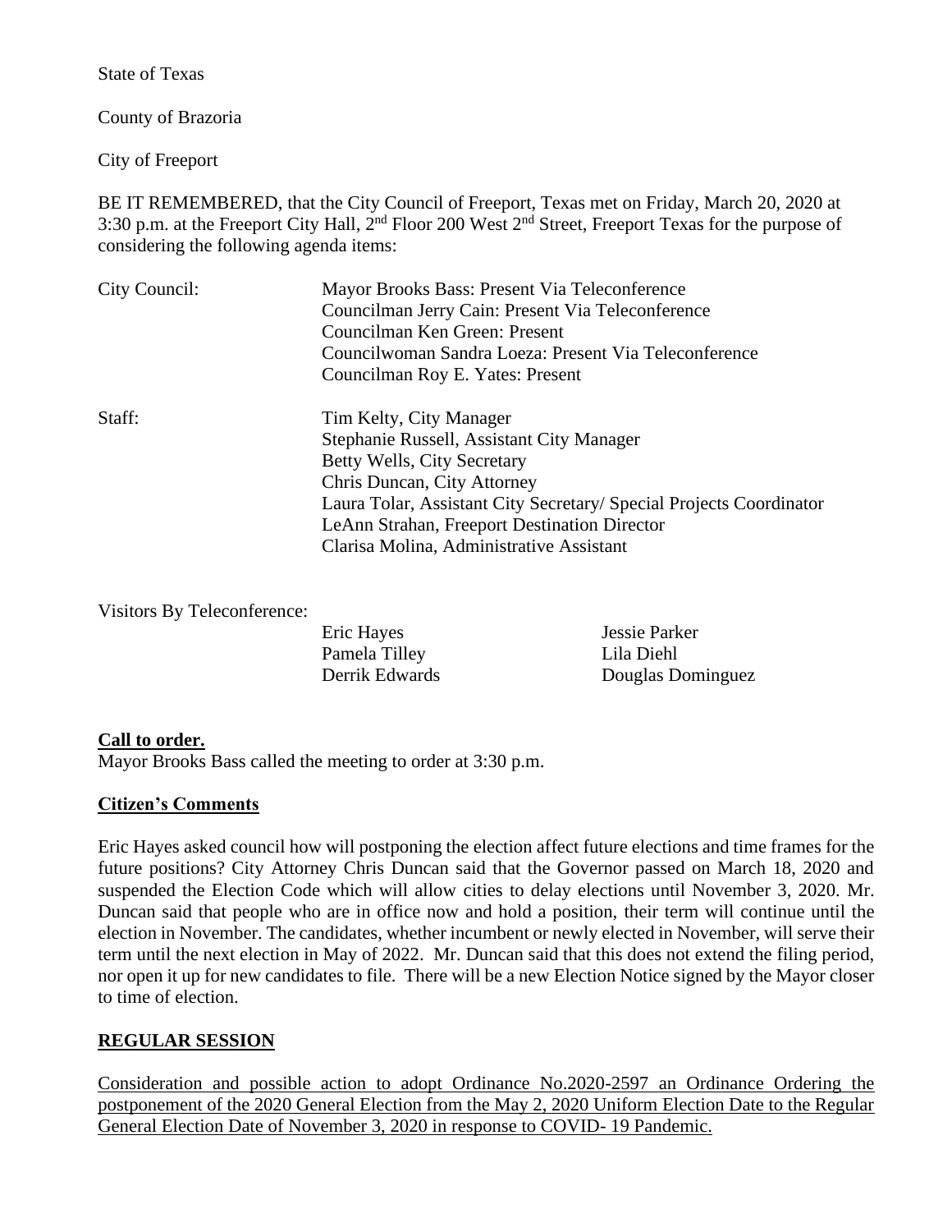State of Texas

County of Brazoria

City of Freeport

BE IT REMEMBERED, that the City Council of Freeport, Texas met on Friday, March 20, 2020 at 3:30 p.m. at the Freeport City Hall, 2nd Floor 200 West 2nd Street, Freeport Texas for the purpose of considering the following agenda items:

| | |
|---|---|
| City Council: | Mayor Brooks Bass: Present Via Teleconference<br>Councilman Jerry Cain: Present Via Teleconference<br>Councilman Ken Green: Present<br>Councilwoman Sandra Loeza: Present Via Teleconference<br>Councilman Roy E. Yates: Present |
| Staff: | Tim Kelty, City Manager<br>Stephanie Russell, Assistant City Manager<br>Betty Wells, City Secretary<br>Chris Duncan, City Attorney<br>Laura Tolar, Assistant City Secretary/ Special Projects Coordinator<br>LeAnn Strahan, Freeport Destination Director<br>Clarisa Molina, Administrative Assistant |

Visitors By Teleconference:

| | |
|---|---|
| Eric Hayes | Jessie Parker |
| Pamela Tilley | Lila Diehl |
| Derrik Edwards | Douglas Dominguez |

**Call to order.**

Mayor Brooks Bass called the meeting to order at 3:30 p.m.

**Citizen's Comments**

Eric Hayes asked council how will postponing the election affect future elections and time frames for the future positions? City Attorney Chris Duncan said that the Governor passed on March 18, 2020 and suspended the Election Code which will allow cities to delay elections until November 3, 2020. Mr. Duncan said that people who are in office now and hold a position, their term will continue until the election in November. The candidates, whether incumbent or newly elected in November, will serve their term until the next election in May of 2022. Mr. Duncan said that this does not extend the filing period, nor open it up for new candidates to file. There will be a new Election Notice signed by the Mayor closer to time of election.

**REGULAR SESSION**

Consideration and possible action to adopt Ordinance No.2020-2597 an Ordinance Ordering the postponement of the 2020 General Election from the May 2, 2020 Uniform Election Date to the Regular General Election Date of November 3, 2020 in response to COVID- 19 Pandemic.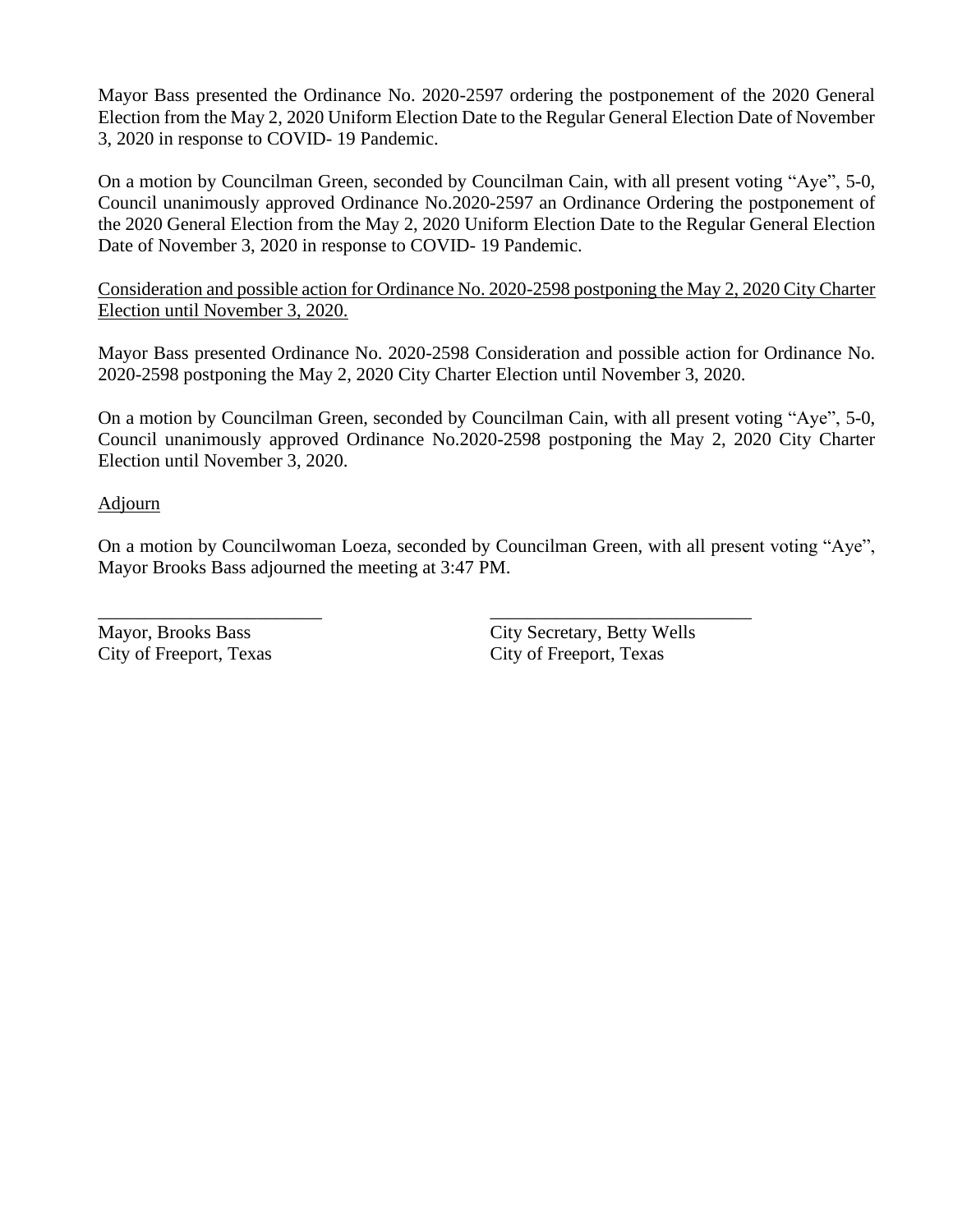Mayor Bass presented the Ordinance No. 2020-2597 ordering the postponement of the 2020 General Election from the May 2, 2020 Uniform Election Date to the Regular General Election Date of November 3, 2020 in response to COVID- 19 Pandemic.

On a motion by Councilman Green, seconded by Councilman Cain, with all present voting "Aye", 5-0, Council unanimously approved Ordinance No.2020-2597 an Ordinance Ordering the postponement of the 2020 General Election from the May 2, 2020 Uniform Election Date to the Regular General Election Date of November 3, 2020 in response to COVID- 19 Pandemic.

<u>Consideration and possible action for Ordinance No. 2020-2598 postponing the May 2, 2020 City Charter Election until November 3, 2020.</u>

Mayor Bass presented Ordinance No. 2020-2598 Consideration and possible action for Ordinance No. 2020-2598 postponing the May 2, 2020 City Charter Election until November 3, 2020.

On a motion by Councilman Green, seconded by Councilman Cain, with all present voting "Aye", 5-0, Council unanimously approved Ordinance No.2020-2598 postponing the May 2, 2020 City Charter Election until November 3, 2020.

<u>Adjourn</u>

On a motion by Councilwoman Loeza, seconded by Councilman Green, with all present voting "Aye", Mayor Brooks Bass adjourned the meeting at 3:47 PM.

________________________
Mayor, Brooks Bass
City of Freeport, Texas

____________________________
City Secretary, Betty Wells
City of Freeport, Texas